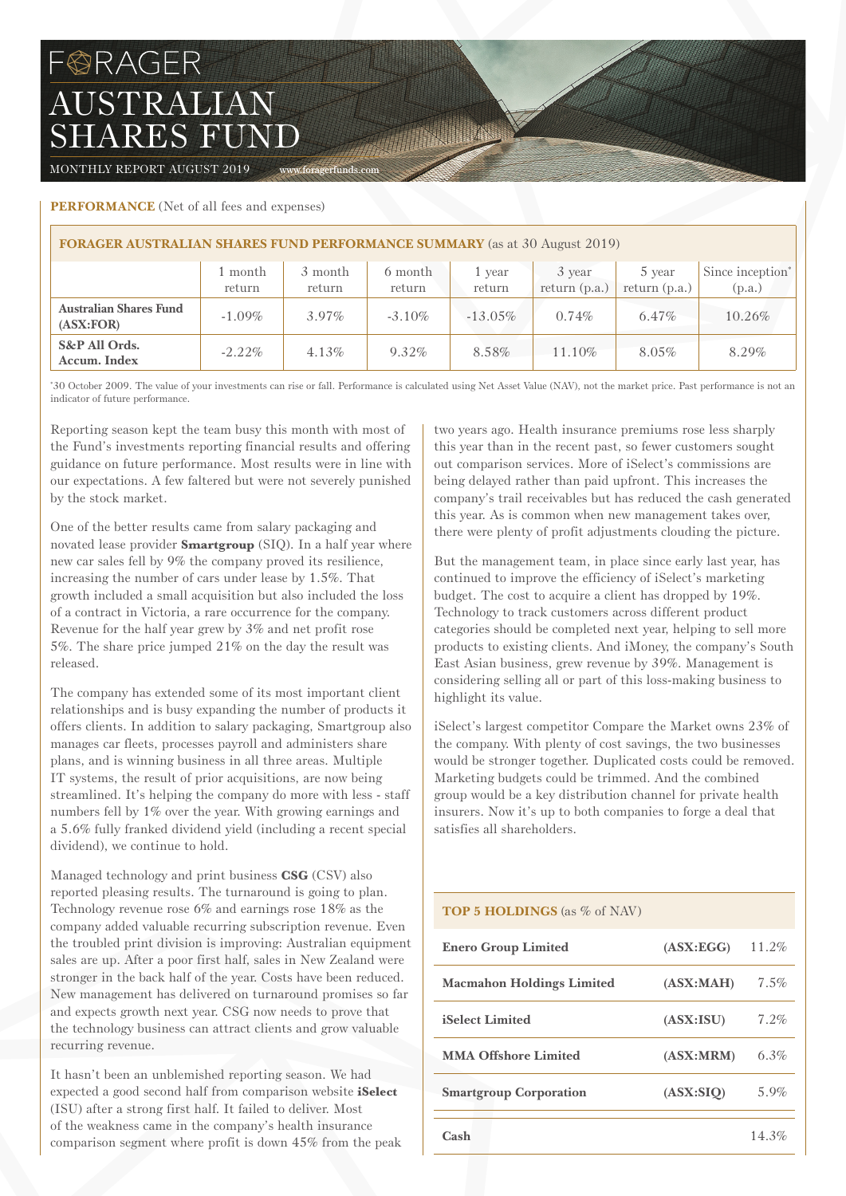# FORAGER AUSTRALIAN SHARES FUND

MONTHLY REPORT AUGUST 2019 www.foragerfunds.com

**PERFORMANCE** (Net of all fees and expenses)

**FORAGER AUSTRALIAN SHARES FUND PERFORMANCE SUMMARY** (as at 30 August 2019)

| | 1 month return | 3 month return | 6 month return | 1 year return | 3 year return (p.a.) | 5 year return (p.a.) | Since inception* (p.a.) |
|---|---|---|---|---|---|---|---|
| **Australian Shares Fund (ASX:FOR)** | -1.09% | 3.97% | -3.10% | -13.05% | 0.74% | 6.47% | 10.26% |
| **S&P All Ords. Accum. Index** | -2.22% | 4.13% | 9.32% | 8.58% | 11.10% | 8.05% | 8.29% |

*30 October 2009. The value of your investments can rise or fall. Performance is calculated using Net Asset Value (NAV), not the market price. Past performance is not an indicator of future performance.

Reporting season kept the team busy this month with most of the Fund's investments reporting financial results and offering guidance on future performance. Most results were in line with our expectations. A few faltered but were not severely punished by the stock market.

One of the better results came from salary packaging and novated lease provider **Smartgroup** (SIQ). In a half year where new car sales fell by 9% the company proved its resilience, increasing the number of cars under lease by 1.5%. That growth included a small acquisition but also included the loss of a contract in Victoria, a rare occurrence for the company. Revenue for the half year grew by 3% and net profit rose 5%. The share price jumped 21% on the day the result was released.

The company has extended some of its most important client relationships and is busy expanding the number of products it offers clients. In addition to salary packaging, Smartgroup also manages car fleets, processes payroll and administers share plans, and is winning business in all three areas. Multiple IT systems, the result of prior acquisitions, are now being streamlined. It's helping the company do more with less - staff numbers fell by 1% over the year. With growing earnings and a 5.6% fully franked dividend yield (including a recent special dividend), we continue to hold.

Managed technology and print business **CSG** (CSV) also reported pleasing results. The turnaround is going to plan. Technology revenue rose 6% and earnings rose 18% as the company added valuable recurring subscription revenue. Even the troubled print division is improving: Australian equipment sales are up. After a poor first half, sales in New Zealand were stronger in the back half of the year. Costs have been reduced. New management has delivered on turnaround promises so far and expects growth next year. CSG now needs to prove that the technology business can attract clients and grow valuable recurring revenue.

It hasn't been an unblemished reporting season. We had expected a good second half from comparison website **iSelect** (ISU) after a strong first half. It failed to deliver. Most of the weakness came in the company's health insurance comparison segment where profit is down 45% from the peak two years ago. Health insurance premiums rose less sharply this year than in the recent past, so fewer customers sought out comparison services. More of iSelect's commissions are being delayed rather than paid upfront. This increases the company's trail receivables but has reduced the cash generated this year. As is common when new management takes over, there were plenty of profit adjustments clouding the picture.

But the management team, in place since early last year, has continued to improve the efficiency of iSelect's marketing budget. The cost to acquire a client has dropped by 19%. Technology to track customers across different product categories should be completed next year, helping to sell more products to existing clients. And iMoney, the company's South East Asian business, grew revenue by 39%. Management is considering selling all or part of this loss-making business to highlight its value.

iSelect's largest competitor Compare the Market owns 23% of the company. With plenty of cost savings, the two businesses would be stronger together. Duplicated costs could be removed. Marketing budgets could be trimmed. And the combined group would be a key distribution channel for private health insurers. Now it's up to both companies to forge a deal that satisfies all shareholders.

**TOP 5 HOLDINGS** (as % of NAV)

| | | |
|---|---|---|
| **Enero Group Limited** | **(ASX:EGG)** | 11.2% |
| **Macmahon Holdings Limited** | **(ASX:MAH)** | 7.5% |
| **iSelect Limited** | **(ASX:ISU)** | 7.2% |
| **MMA Offshore Limited** | **(ASX:MRM)** | 6.3% |
| **Smartgroup Corporation** | **(ASX:SIQ)** | 5.9% |
| **Cash** | | 14.3% |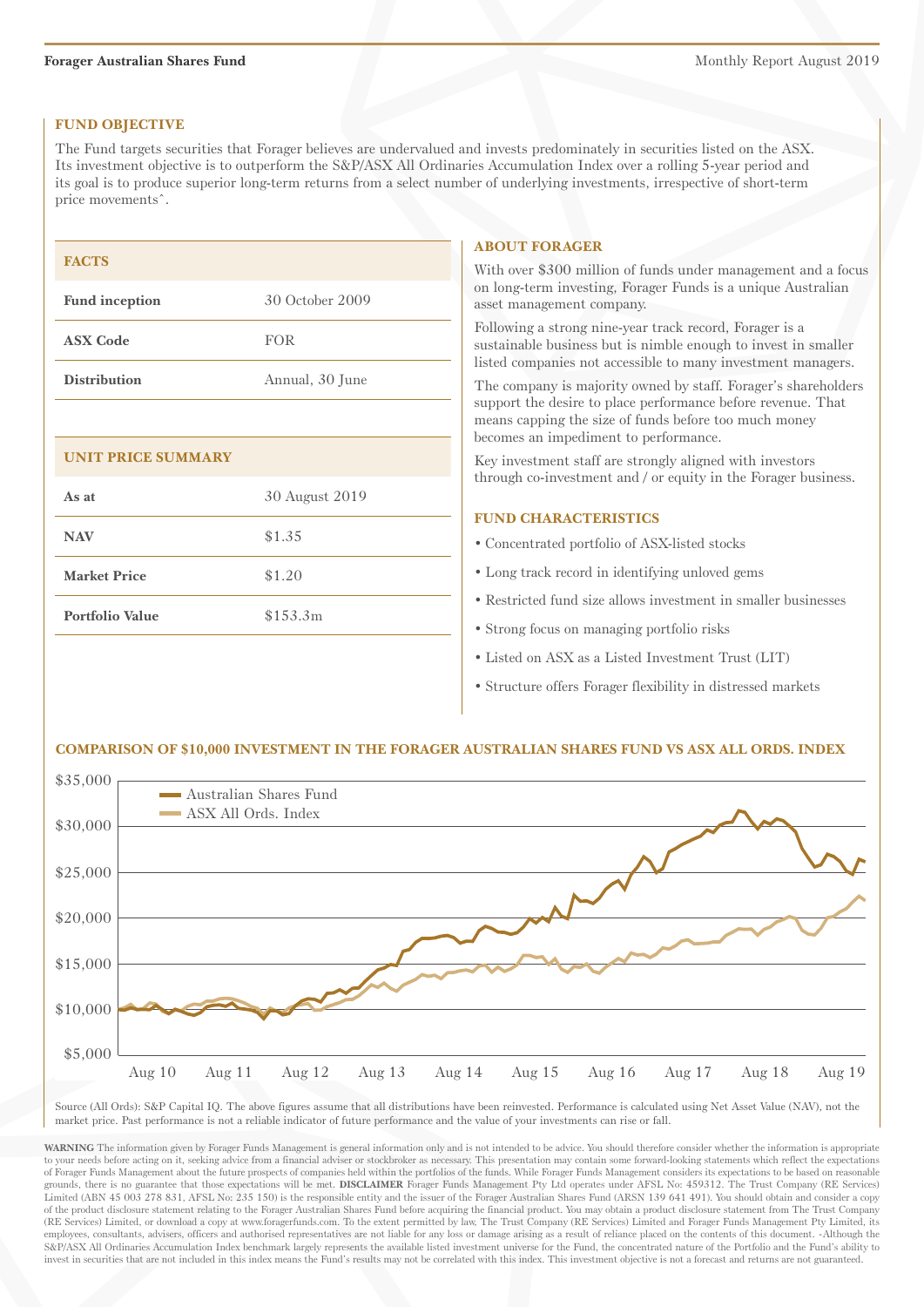## FUND OBJECTIVE

The Fund targets securities that Forager believes are undervalued and invests predominately in securities listed on the ASX. Its investment objective is to outperform the S&P/ASX All Ordinaries Accumulation Index over a rolling 5-year period and its goal is to produce superior long-term returns from a select number of underlying investments, irrespective of short-term price movements^.

| FACTS | |
|---|---|
| **Fund inception** | 30 October 2009 |
| **ASX Code** | FOR |
| **Distribution** | Annual, 30 June |

| UNIT PRICE SUMMARY | |
|---|---|
| **As at** | 30 August 2019 |
| **NAV** | $1.35 |
| **Market Price** | $1.20 |
| **Portfolio Value** | $153.3m |

## ABOUT FORAGER

With over $300 million of funds under management and a focus on long-term investing, Forager Funds is a unique Australian asset management company.

Following a strong nine-year track record, Forager is a sustainable business but is nimble enough to invest in smaller listed companies not accessible to many investment managers.

The company is majority owned by staff. Forager's shareholders support the desire to place performance before revenue. That means capping the size of funds before too much money becomes an impediment to performance.

Key investment staff are strongly aligned with investors through co-investment and / or equity in the Forager business.

## FUND CHARACTERISTICS

- Concentrated portfolio of ASX-listed stocks
- Long track record in identifying unloved gems
- Restricted fund size allows investment in smaller businesses
- Strong focus on managing portfolio risks
- Listed on ASX as a Listed Investment Trust (LIT)
- Structure offers Forager flexibility in distressed markets

## COMPARISON OF $10,000 INVESTMENT IN THE FORAGER AUSTRALIAN SHARES FUND VS ASX ALL ORDS. INDEX

Australian Shares Fund
ASX All Ords. Index

$35,000
$30,000
$25,000
$20,000
$15,000
$10,000
$5,000

Aug 10 Aug 11 Aug 12 Aug 13 Aug 14 Aug 15 Aug 16 Aug 17 Aug 18 Aug 19

Source (All Ords): S&P Capital IQ. The above figures assume that all distributions have been reinvested. Performance is calculated using Net Asset Value (NAV), not the market price. Past performance is not a reliable indicator of future performance and the value of your investments can rise or fall.

**WARNING** The information given by Forager Funds Management is general information only and is not intended to be advice. You should therefore consider whether the information is appropriate to your needs before acting on it, seeking advice from a financial adviser or stockbroker as necessary. This presentation may contain some forward-looking statements which reflect the expectations of Forager Funds Management about the future prospects of companies held within the portfolios of the funds. While Forager Funds Management considers its expectations to be based on reasonable grounds, there is no guarantee that those expectations will be met. **DISCLAIMER** Forager Funds Management Pty Ltd operates under AFSL No: 459312. The Trust Company (RE Services) Limited (ABN 45 003 278 831, AFSL No: 235 150) is the responsible entity and the issuer of the Forager Australian Shares Fund (ARSN 139 641 491). You should obtain and consider a copy of the product disclosure statement relating to the Forager Australian Shares Fund before acquiring the financial product. You may obtain a product disclosure statement from The Trust Company (RE Services) Limited, or download a copy at www.foragerfunds.com. To the extent permitted by law, The Trust Company (RE Services) Limited and Forager Funds Management Pty Limited, its employees, consultants, advisers, officers and authorised representatives are not liable for any loss or damage arising as a result of reliance placed on the contents of this document. ^Although the S&P/ASX All Ordinaries Accumulation Index benchmark largely represents the available listed investment universe for the Fund, the concentrated nature of the Portfolio and the Fund's ability to invest in securities that are not included in this index means the Fund's results may not be correlated with this index. This investment objective is not a forecast and returns are not guaranteed.